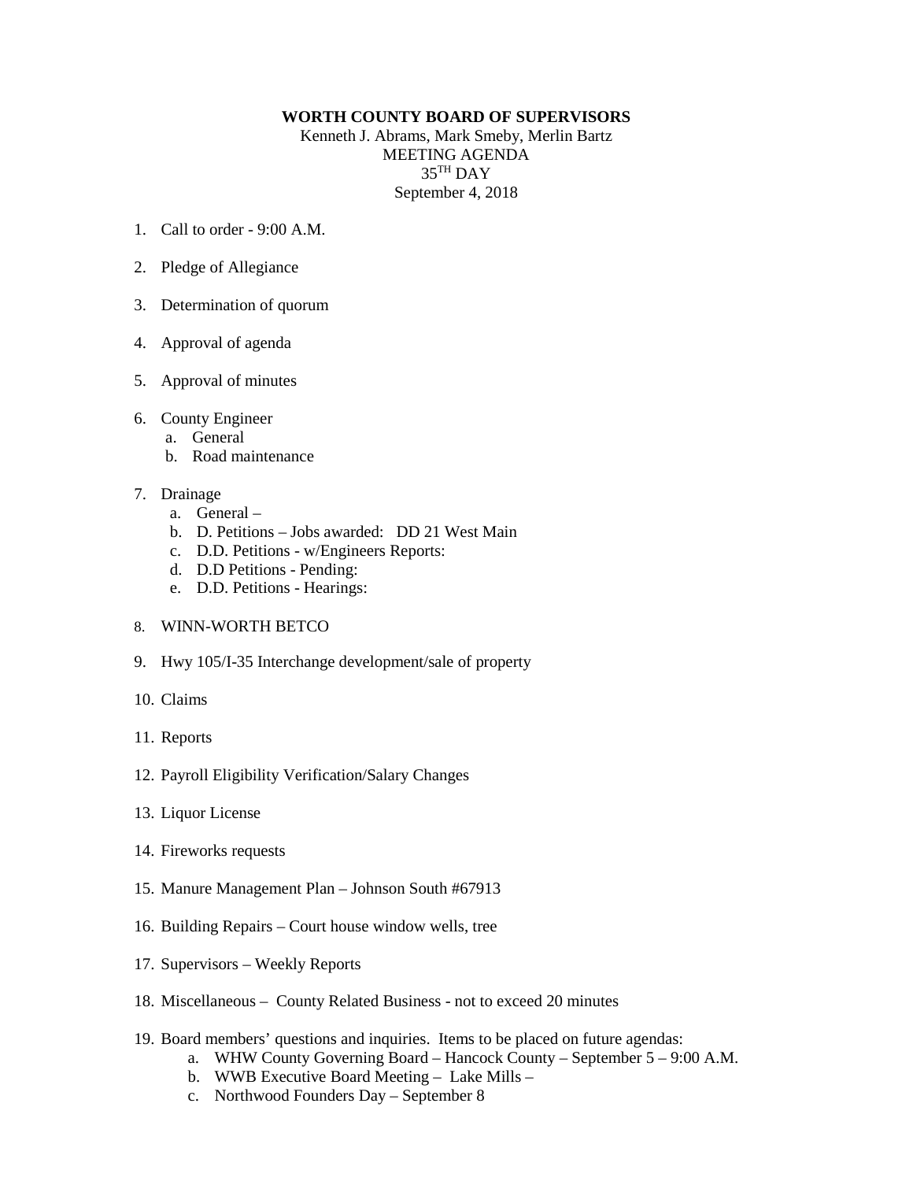**WORTH COUNTY BOARD OF SUPERVISORS**

Kenneth J. Abrams, Mark Smeby, Merlin Bartz

MEETING AGENDA

35TH DAY

September 4, 2018

1. Call to order - 9:00 A.M.

2. Pledge of Allegiance

3. Determination of quorum

4. Approval of agenda

5. Approval of minutes

6. County Engineer
   a. General
   b. Road maintenance

7. Drainage
   a. General –
   b. D. Petitions – Jobs awarded: DD 21 West Main
   c. D.D. Petitions - w/Engineers Reports:
   d. D.D Petitions - Pending:
   e. D.D. Petitions - Hearings:

8. WINN-WORTH BETCO

9. Hwy 105/I-35 Interchange development/sale of property

10. Claims

11. Reports

12. Payroll Eligibility Verification/Salary Changes

13. Liquor License

14. Fireworks requests

15. Manure Management Plan – Johnson South #67913

16. Building Repairs – Court house window wells, tree

17. Supervisors – Weekly Reports

18. Miscellaneous – County Related Business - not to exceed 20 minutes

19. Board members' questions and inquiries. Items to be placed on future agendas:
    a. WHW County Governing Board – Hancock County – September 5 – 9:00 A.M.
    b. WWB Executive Board Meeting – Lake Mills –
    c. Northwood Founders Day – September 8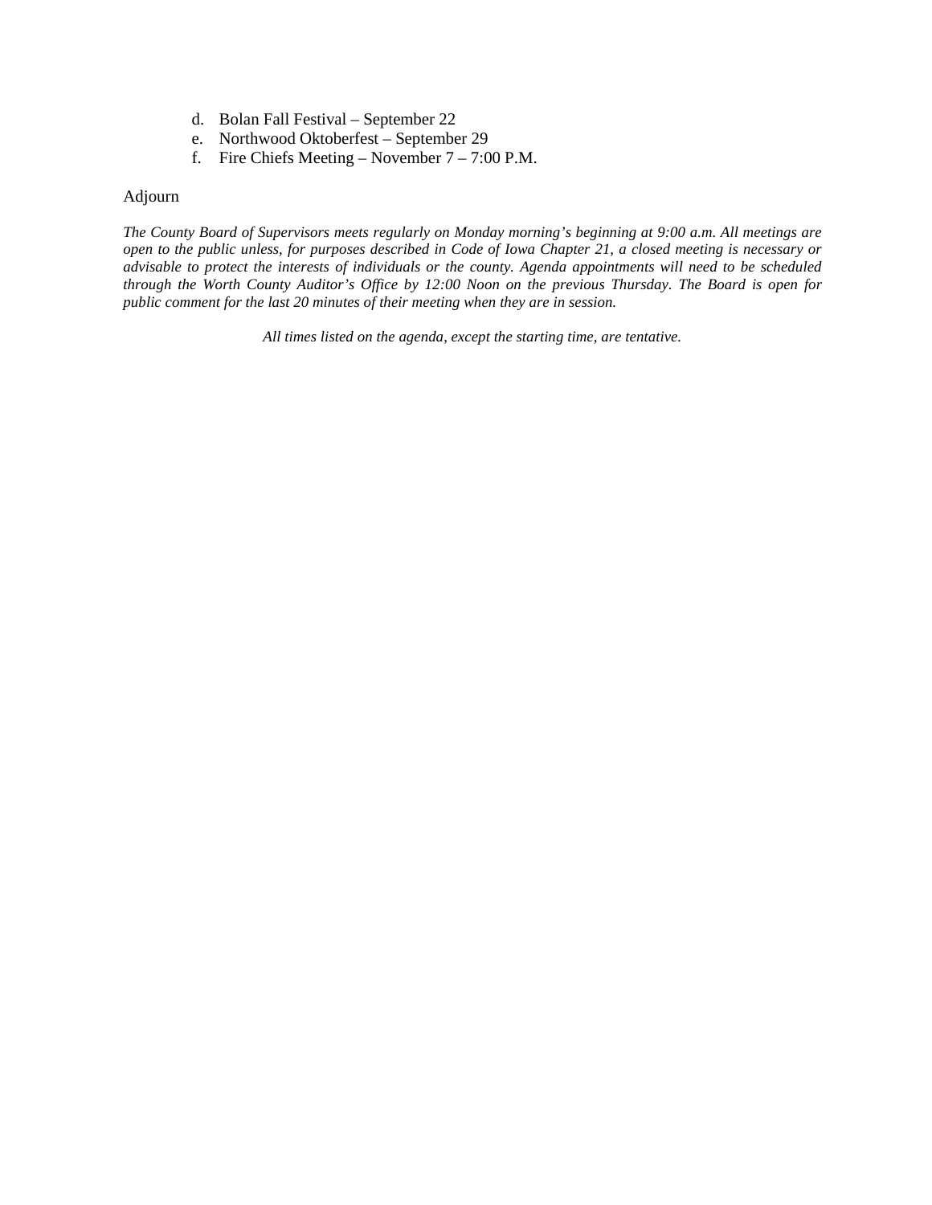d. Bolan Fall Festival – September 22
e. Northwood Oktoberfest – September 29
f. Fire Chiefs Meeting – November 7 – 7:00 P.M.

Adjourn

*The County Board of Supervisors meets regularly on Monday morning's beginning at 9:00 a.m. All meetings are open to the public unless, for purposes described in Code of Iowa Chapter 21, a closed meeting is necessary or advisable to protect the interests of individuals or the county. Agenda appointments will need to be scheduled through the Worth County Auditor's Office by 12:00 Noon on the previous Thursday. The Board is open for public comment for the last 20 minutes of their meeting when they are in session.*

*All times listed on the agenda, except the starting time, are tentative.*